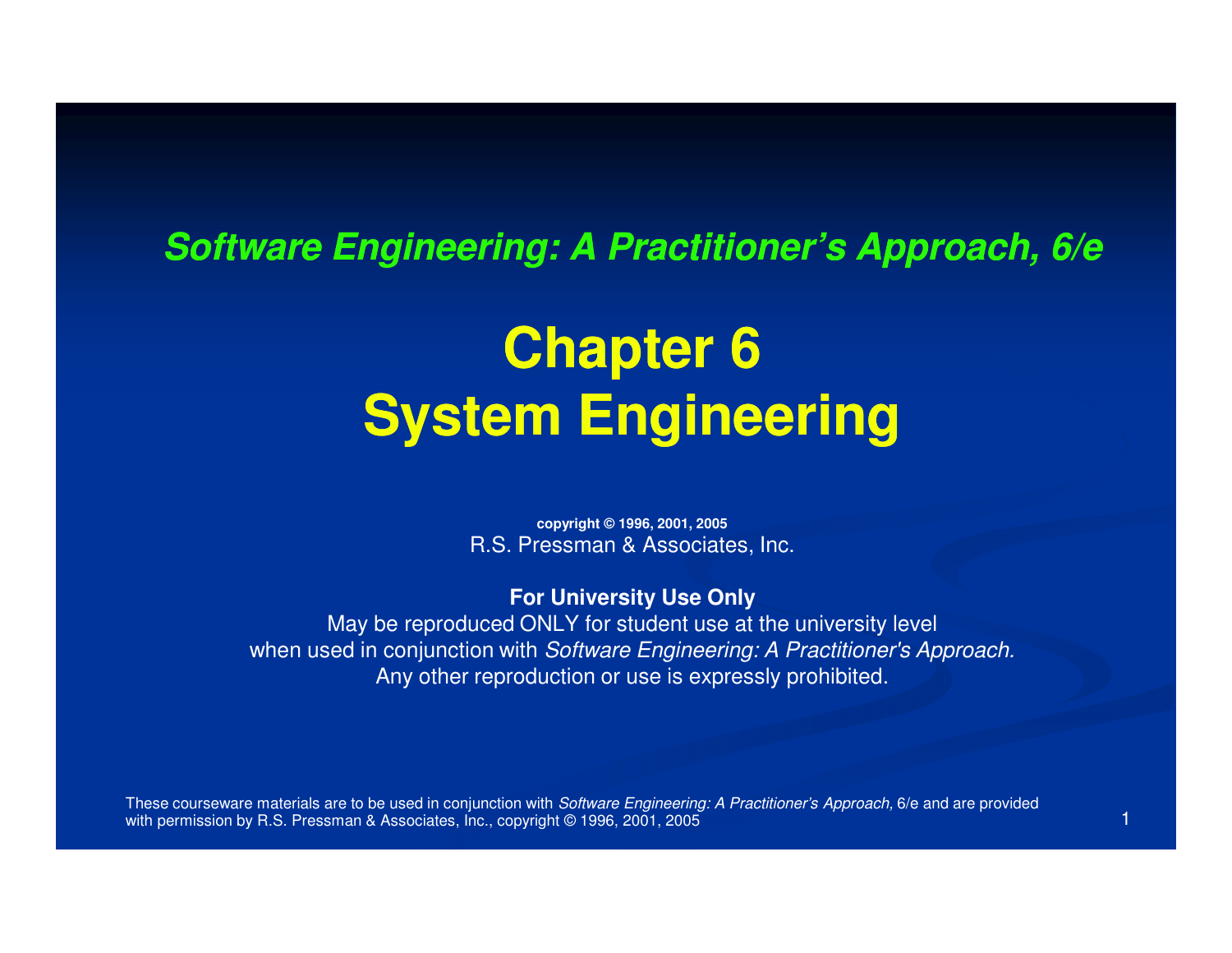*Software Engineering: A Practitioner's Approach, 6/e*

# Chapter 6
# System Engineering

**copyright © 1996, 2001, 2005**
R.S. Pressman & Associates, Inc.

**For University Use Only**
May be reproduced ONLY for student use at the university level
when used in conjunction with *Software Engineering: A Practitioner's Approach.*
Any other reproduction or use is expressly prohibited.

These courseware materials are to be used in conjunction with *Software Engineering: A Practitioner's Approach,* 6/e and are provided with permission by R.S. Pressman & Associates, Inc., copyright © 1996, 2001, 2005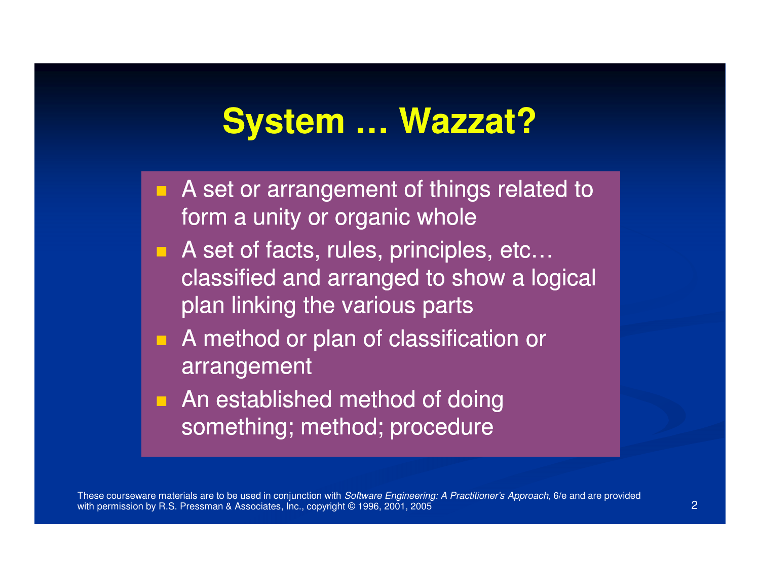# System … Wazzat?

- A set or arrangement of things related to form a unity or organic whole
- A set of facts, rules, principles, etc… classified and arranged to show a logical plan linking the various parts
- A method or plan of classification or arrangement
- An established method of doing something; method; procedure

These courseware materials are to be used in conjunction with *Software Engineering: A Practitioner's Approach,* 6/e and are provided with permission by R.S. Pressman & Associates, Inc., copyright © 1996, 2001, 2005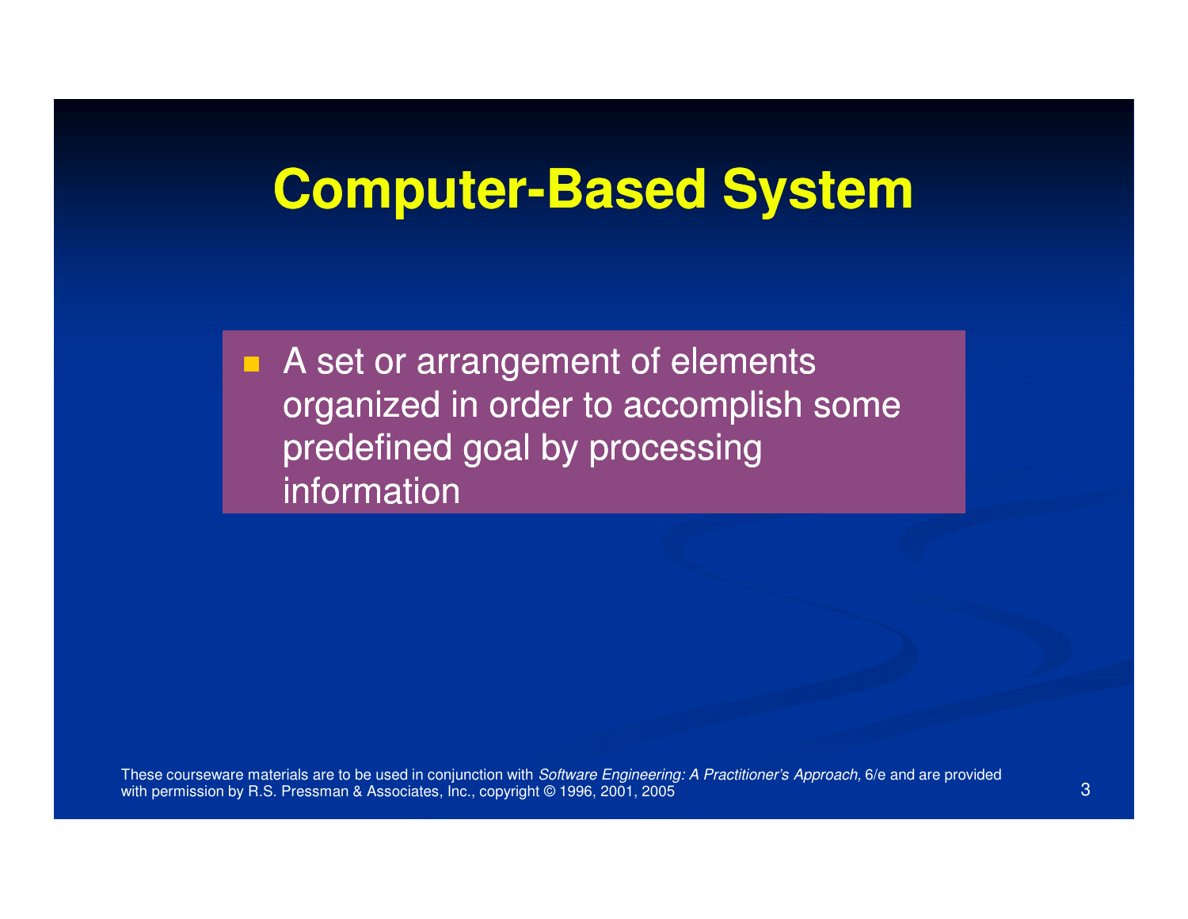# Computer-Based System

- A set or arrangement of elements organized in order to accomplish some predefined goal by processing information

These courseware materials are to be used in conjunction with *Software Engineering: A Practitioner's Approach,* 6/e and are provided with permission by R.S. Pressman & Associates, Inc., copyright © 1996, 2001, 2005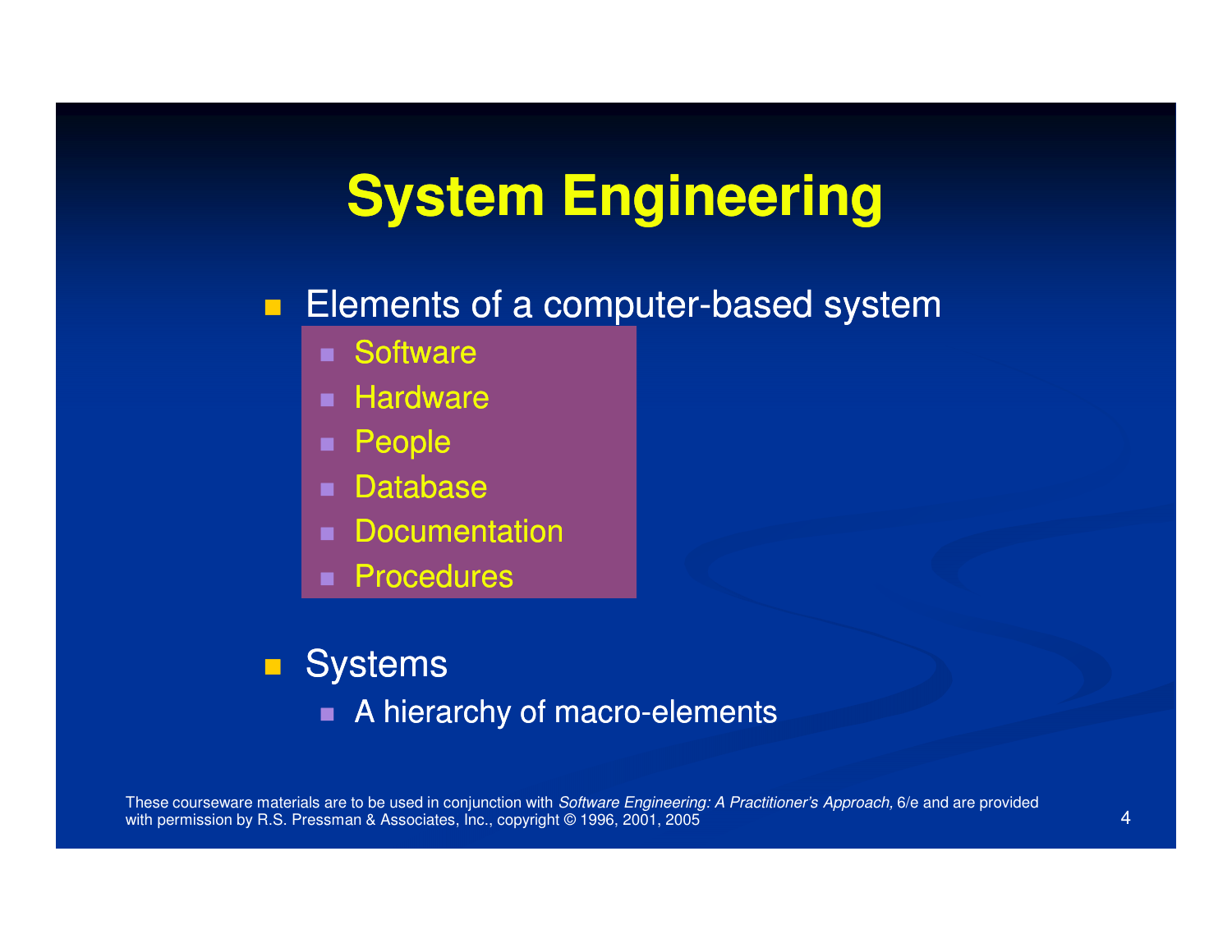# System Engineering

- Elements of a computer-based system
  - Software
  - Hardware
  - People
  - Database
  - Documentation
  - Procedures

- Systems
  - A hierarchy of macro-elements

These courseware materials are to be used in conjunction with *Software Engineering: A Practitioner's Approach,* 6/e and are provided with permission by R.S. Pressman & Associates, Inc., copyright © 1996, 2001, 2005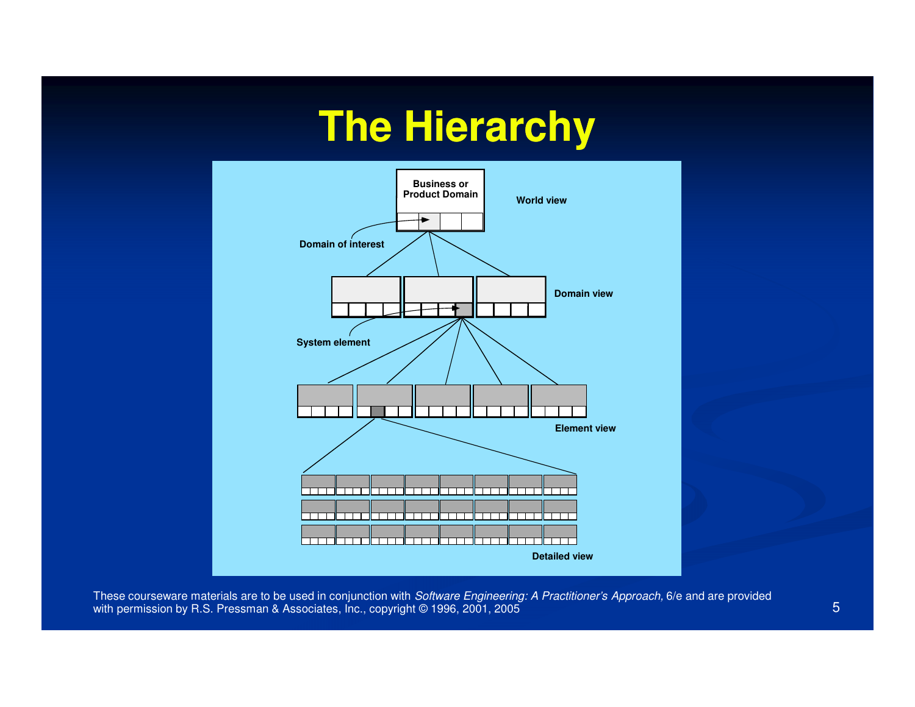# The Hierarchy

Business or Product Domain

World view

Domain of interest

Domain view

System element

Element view

Detailed view

These courseware materials are to be used in conjunction with *Software Engineering: A Practitioner's Approach,* 6/e and are provided with permission by R.S. Pressman & Associates, Inc., copyright © 1996, 2001, 2005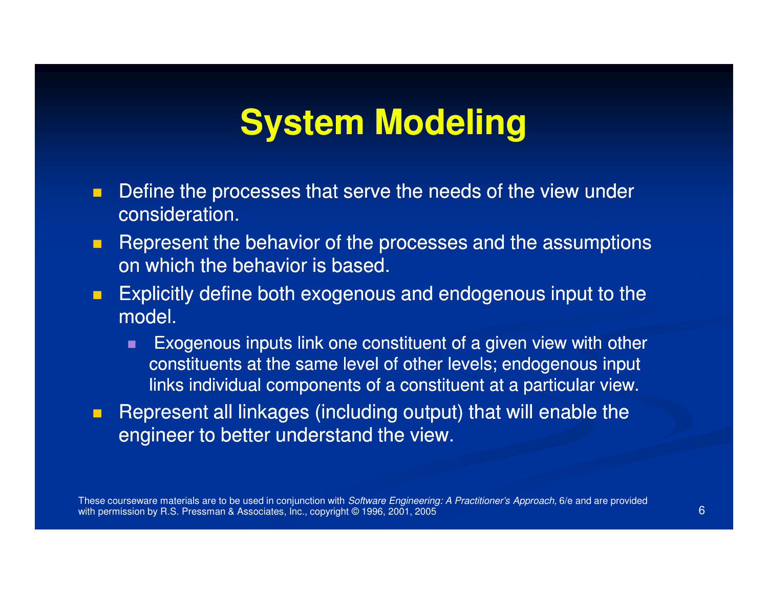# System Modeling

- Define the processes that serve the needs of the view under consideration.
- Represent the behavior of the processes and the assumptions on which the behavior is based.
- Explicitly define both exogenous and endogenous input to the model.
  - Exogenous inputs link one constituent of a given view with other constituents at the same level of other levels; endogenous input links individual components of a constituent at a particular view.
- Represent all linkages (including output) that will enable the engineer to better understand the view.

These courseware materials are to be used in conjunction with *Software Engineering: A Practitioner's Approach,* 6/e and are provided with permission by R.S. Pressman & Associates, Inc., copyright © 1996, 2001, 2005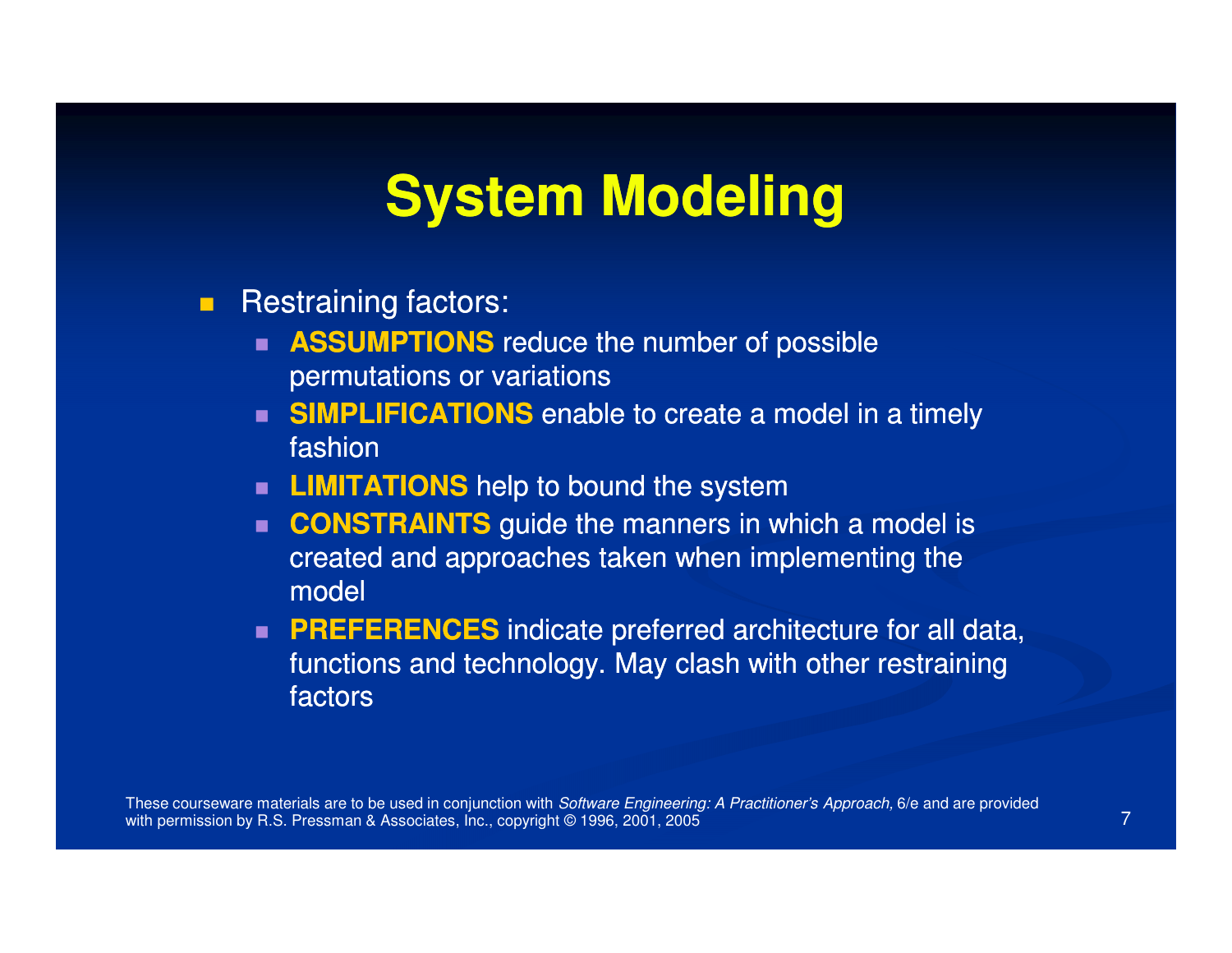# System Modeling

- Restraining factors:
  - **ASSUMPTIONS** reduce the number of possible permutations or variations
  - **SIMPLIFICATIONS** enable to create a model in a timely fashion
  - **LIMITATIONS** help to bound the system
  - **CONSTRAINTS** guide the manners in which a model is created and approaches taken when implementing the model
  - **PREFERENCES** indicate preferred architecture for all data, functions and technology. May clash with other restraining factors

These courseware materials are to be used in conjunction with *Software Engineering: A Practitioner's Approach,* 6/e and are provided with permission by R.S. Pressman & Associates, Inc., copyright © 1996, 2001, 2005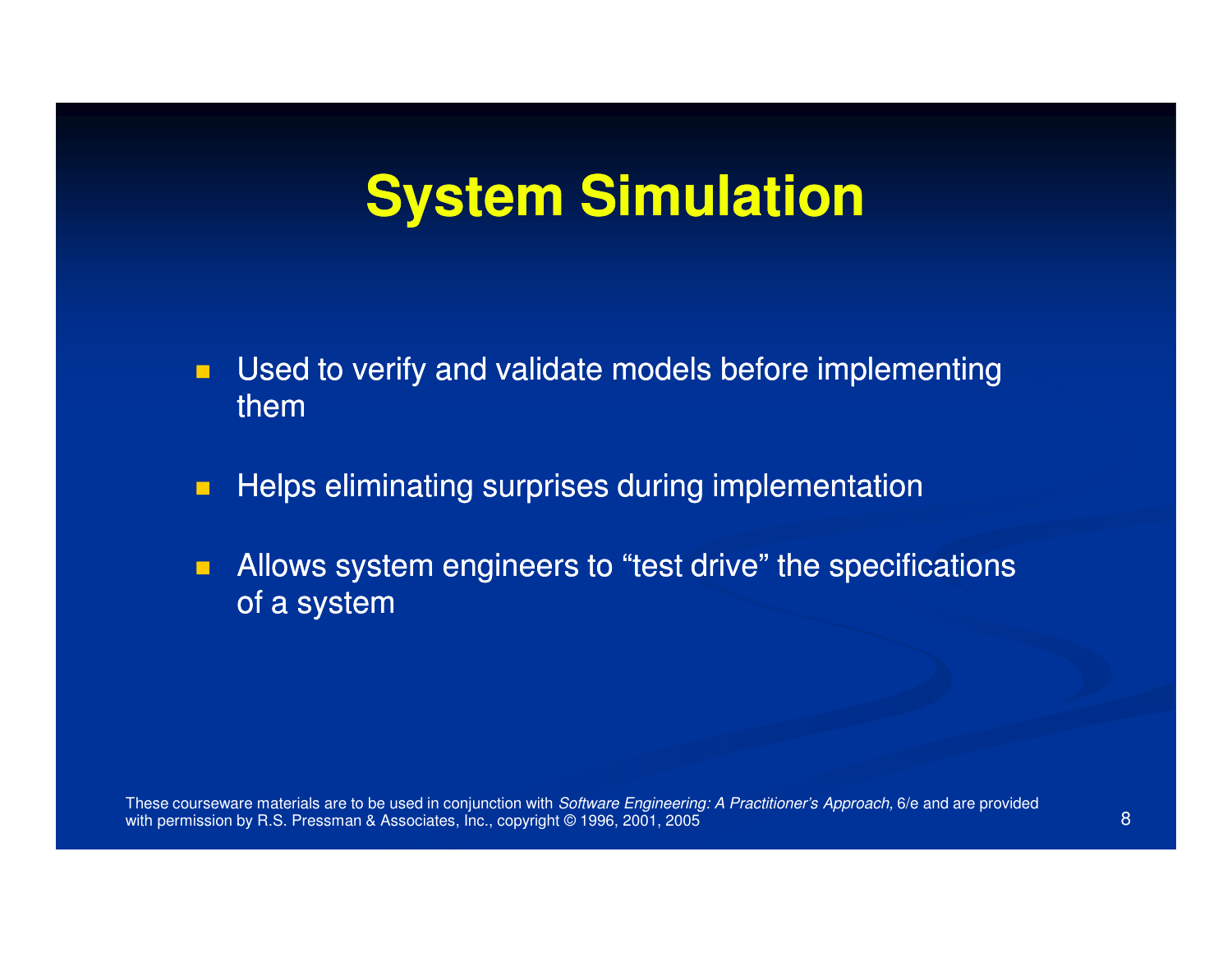# System Simulation

- Used to verify and validate models before implementing them
- Helps eliminating surprises during implementation
- Allows system engineers to “test drive” the specifications of a system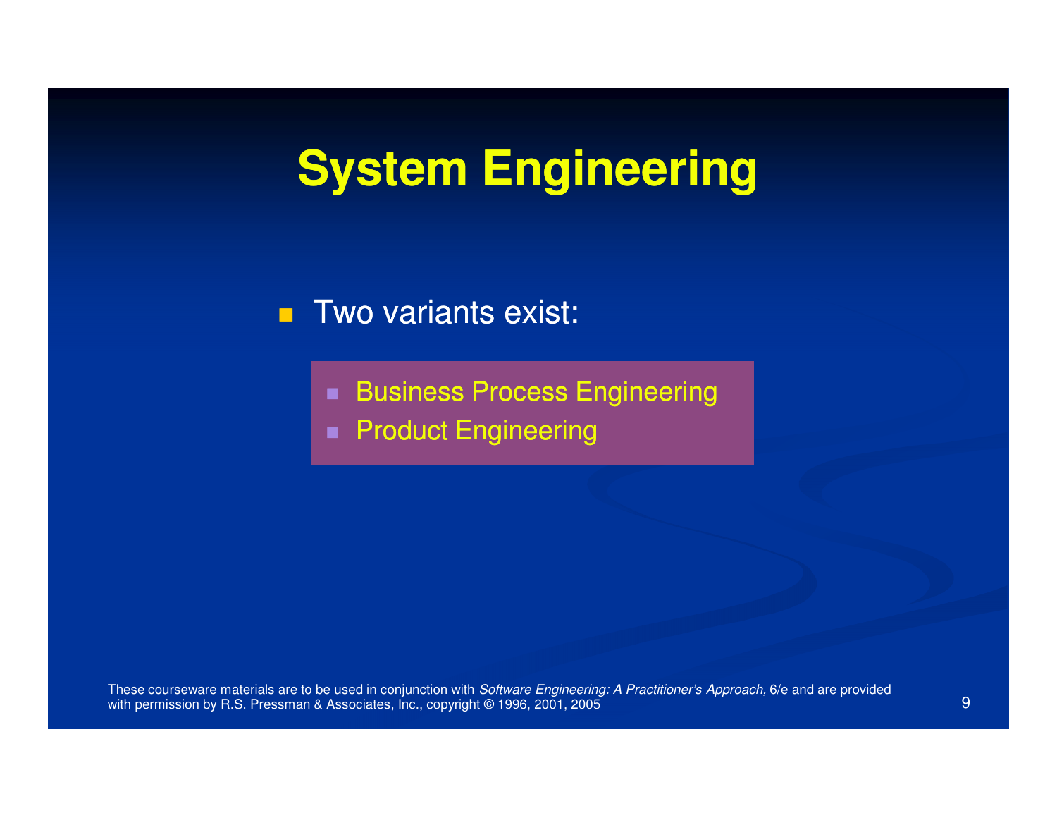# System Engineering

- Two variants exist:
  - Business Process Engineering
  - Product Engineering

These courseware materials are to be used in conjunction with *Software Engineering: A Practitioner's Approach,* 6/e and are provided with permission by R.S. Pressman & Associates, Inc., copyright © 1996, 2001, 2005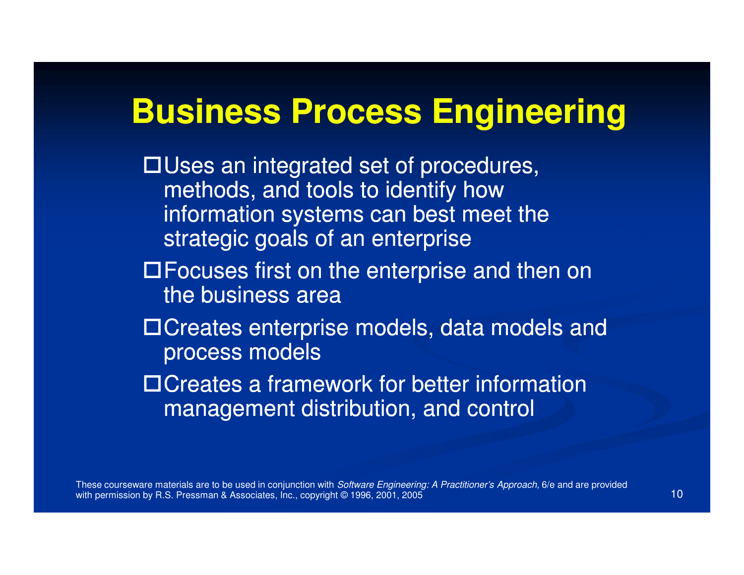# Business Process Engineering

- Uses an integrated set of procedures, methods, and tools to identify how information systems can best meet the strategic goals of an enterprise
- Focuses first on the enterprise and then on the business area
- Creates enterprise models, data models and process models
- Creates a framework for better information management distribution, and control

These courseware materials are to be used in conjunction with *Software Engineering: A Practitioner's Approach,* 6/e and are provided with permission by R.S. Pressman & Associates, Inc., copyright © 1996, 2001, 2005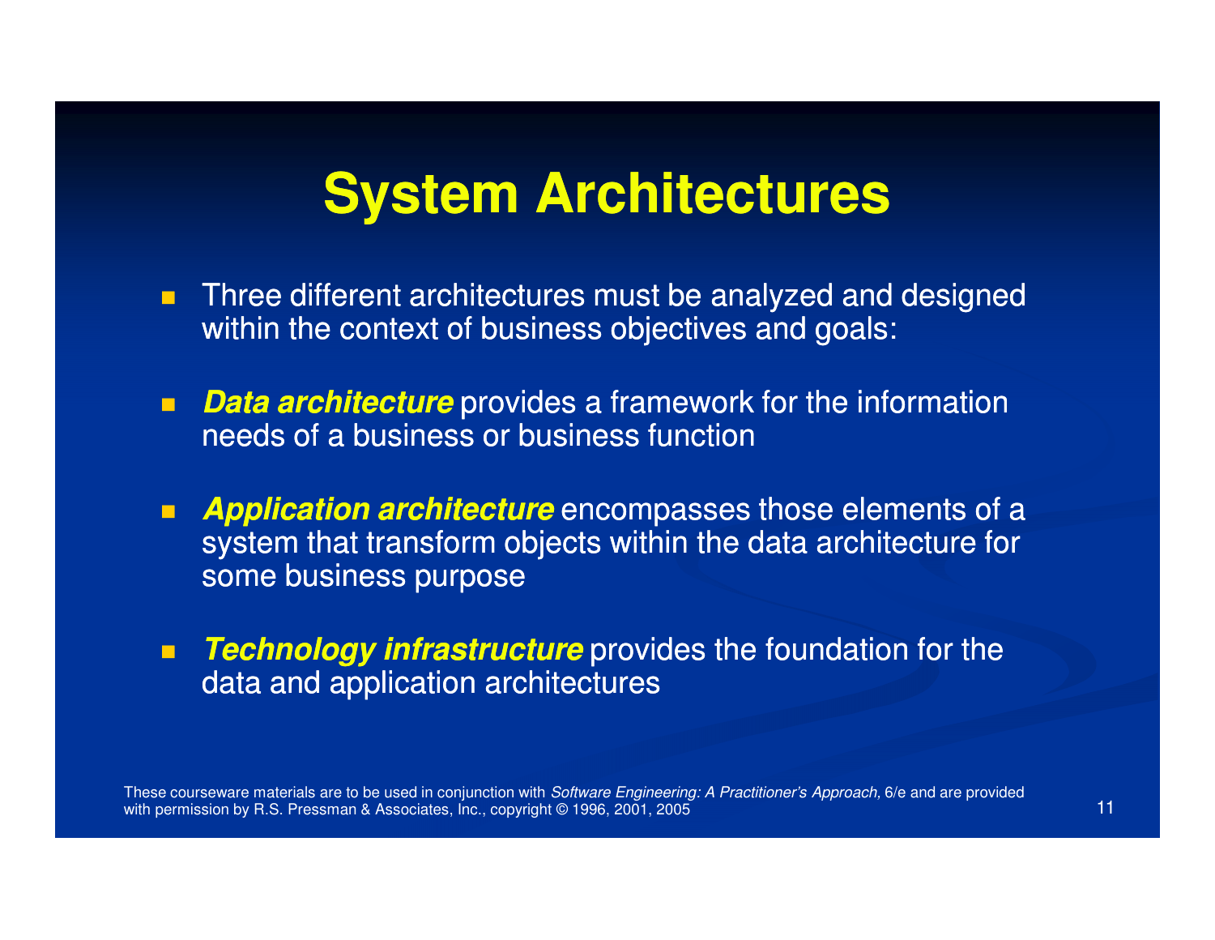# System Architectures

- Three different architectures must be analyzed and designed within the context of business objectives and goals:
- ***Data architecture*** provides a framework for the information needs of a business or business function
- ***Application architecture*** encompasses those elements of a system that transform objects within the data architecture for some business purpose
- ***Technology infrastructure*** provides the foundation for the data and application architectures

These courseware materials are to be used in conjunction with *Software Engineering: A Practitioner's Approach,* 6/e and are provided with permission by R.S. Pressman & Associates, Inc., copyright © 1996, 2001, 2005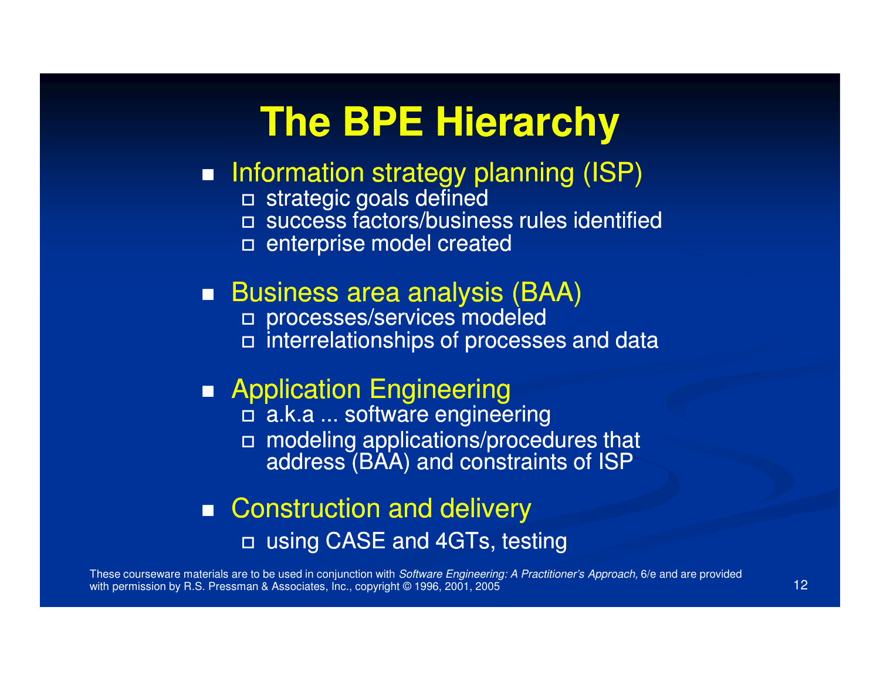# The BPE Hierarchy

- Information strategy planning (ISP)
  - strategic goals defined
  - success factors/business rules identified
  - enterprise model created
- Business area analysis (BAA)
  - processes/services modeled
  - interrelationships of processes and data
- Application Engineering
  - a.k.a ... software engineering
  - modeling applications/procedures that address (BAA) and constraints of ISP
- Construction and delivery
  - using CASE and 4GTs, testing

These courseware materials are to be used in conjunction with *Software Engineering: A Practitioner's Approach,* 6/e and are provided with permission by R.S. Pressman & Associates, Inc., copyright © 1996, 2001, 2005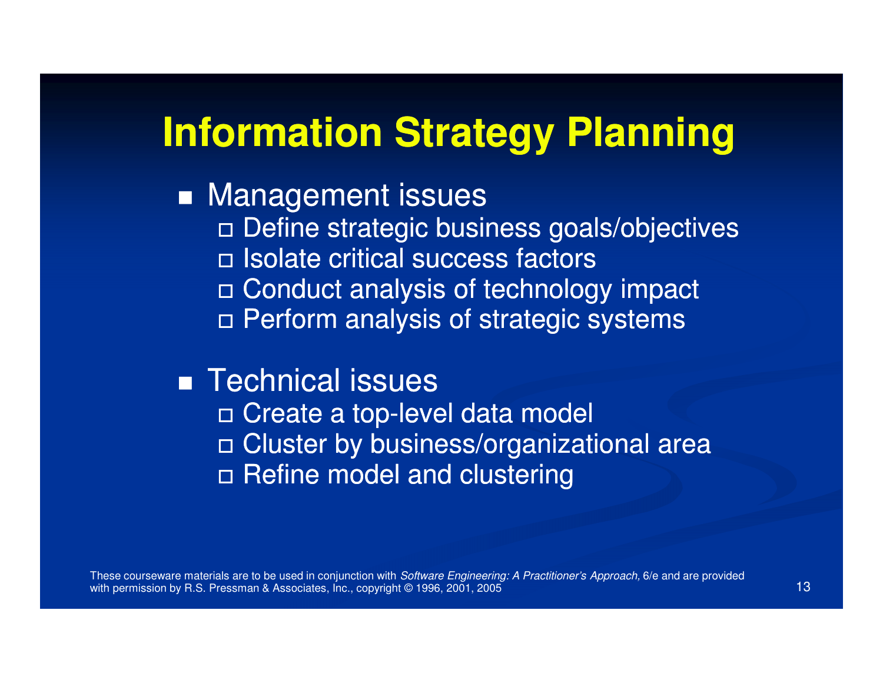# Information Strategy Planning

- Management issues
  - Define strategic business goals/objectives
  - Isolate critical success factors
  - Conduct analysis of technology impact
  - Perform analysis of strategic systems
- Technical issues
  - Create a top-level data model
  - Cluster by business/organizational area
  - Refine model and clustering

These courseware materials are to be used in conjunction with *Software Engineering: A Practitioner's Approach,* 6/e and are provided with permission by R.S. Pressman & Associates, Inc., copyright © 1996, 2001, 2005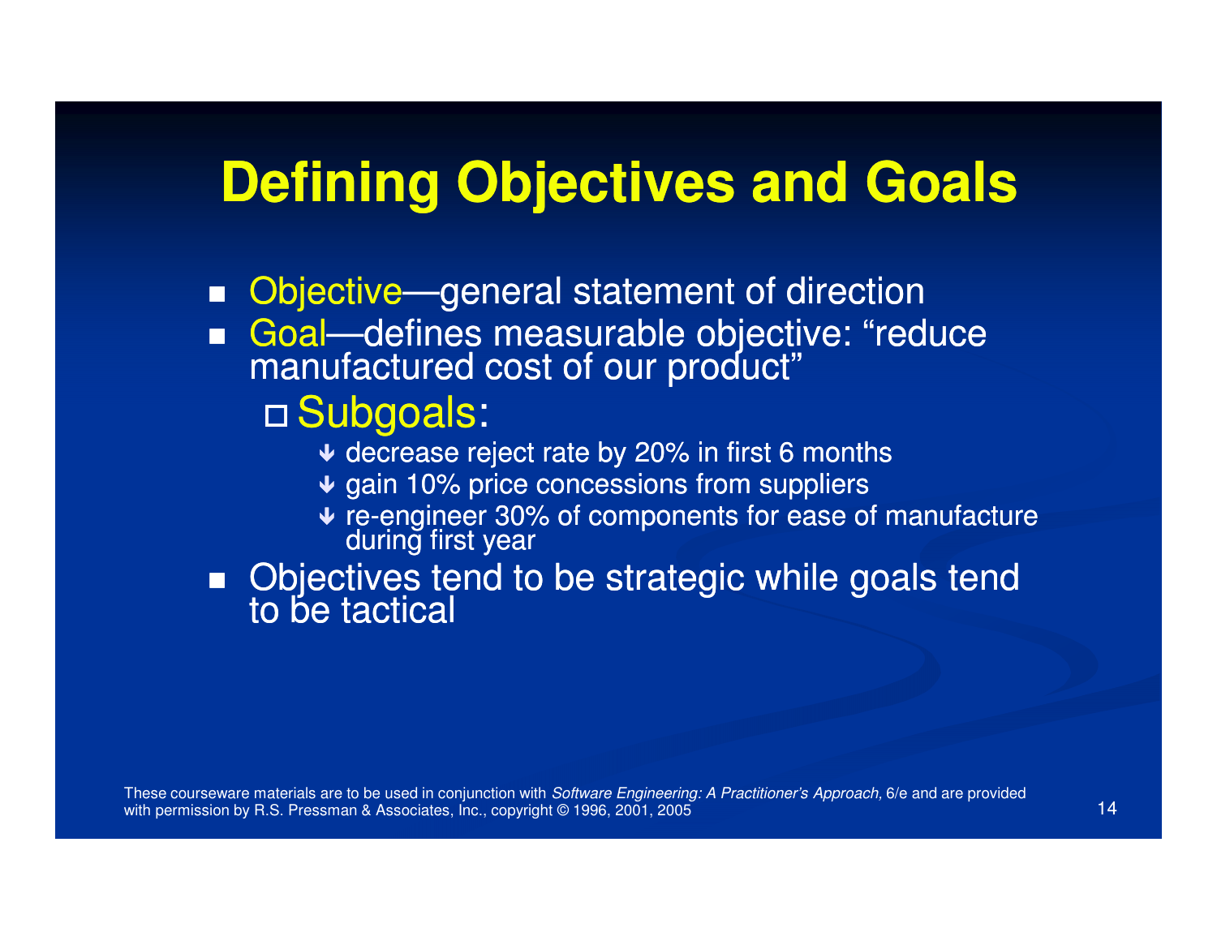# Defining Objectives and Goals

- Objective—general statement of direction
- Goal—defines measurable objective: "reduce manufactured cost of our product"
  - Subgoals:
    - decrease reject rate by 20% in first 6 months
    - gain 10% price concessions from suppliers
    - re-engineer 30% of components for ease of manufacture during first year
- Objectives tend to be strategic while goals tend to be tactical

These courseware materials are to be used in conjunction with *Software Engineering: A Practitioner's Approach,* 6/e and are provided with permission by R.S. Pressman & Associates, Inc., copyright © 1996, 2001, 2005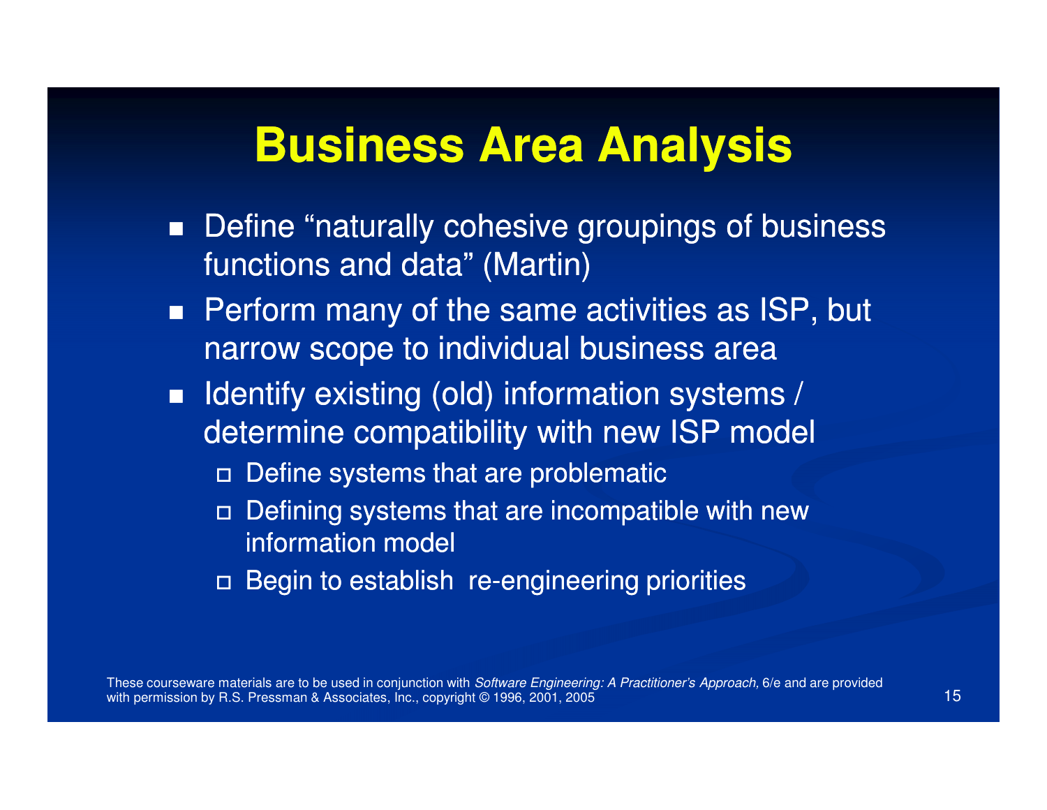# Business Area Analysis

- Define "naturally cohesive groupings of business functions and data" (Martin)
- Perform many of the same activities as ISP, but narrow scope to individual business area
- Identify existing (old) information systems / determine compatibility with new ISP model
  - Define systems that are problematic
  - Defining systems that are incompatible with new information model
  - Begin to establish re-engineering priorities

These courseware materials are to be used in conjunction with *Software Engineering: A Practitioner's Approach,* 6/e and are provided with permission by R.S. Pressman & Associates, Inc., copyright © 1996, 2001, 2005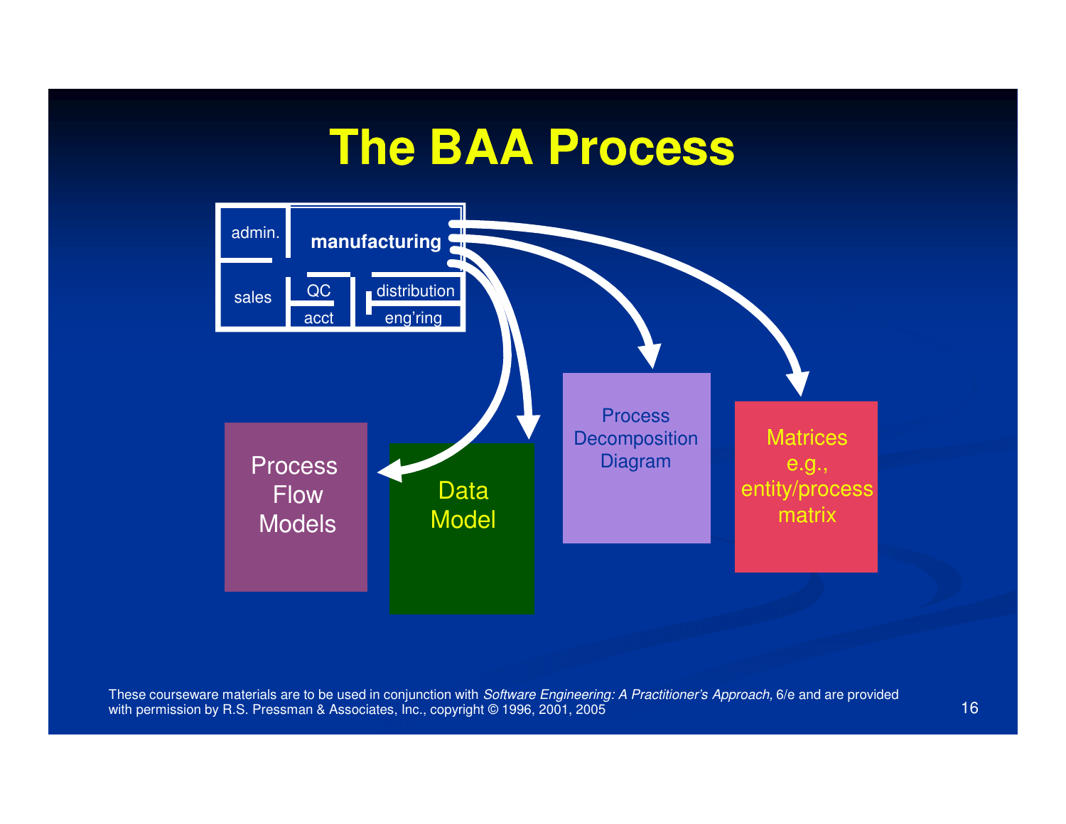# The BAA Process

admin.

**manufacturing**

sales

QC

acct

distribution

eng'ring

Process Flow Models

Data Model

Process Decomposition Diagram

Matrices e.g., entity/process matrix

These courseware materials are to be used in conjunction with *Software Engineering: A Practitioner's Approach,* 6/e and are provided with permission by R.S. Pressman & Associates, Inc., copyright © 1996, 2001, 2005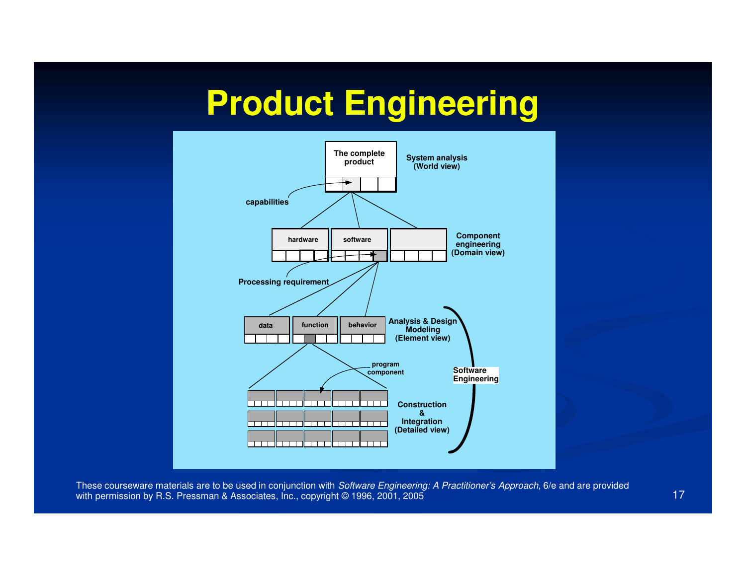# Product Engineering

The complete product

System analysis (World view)

capabilities

hardware

software

Component engineering (Domain view)

Processing requirement

data

function

behavior

Analysis & Design Modeling (Element view)

program component

Software Engineering

Construction & Integration (Detailed view)

These courseware materials are to be used in conjunction with *Software Engineering: A Practitioner's Approach,* 6/e and are provided with permission by R.S. Pressman & Associates, Inc., copyright © 1996, 2001, 2005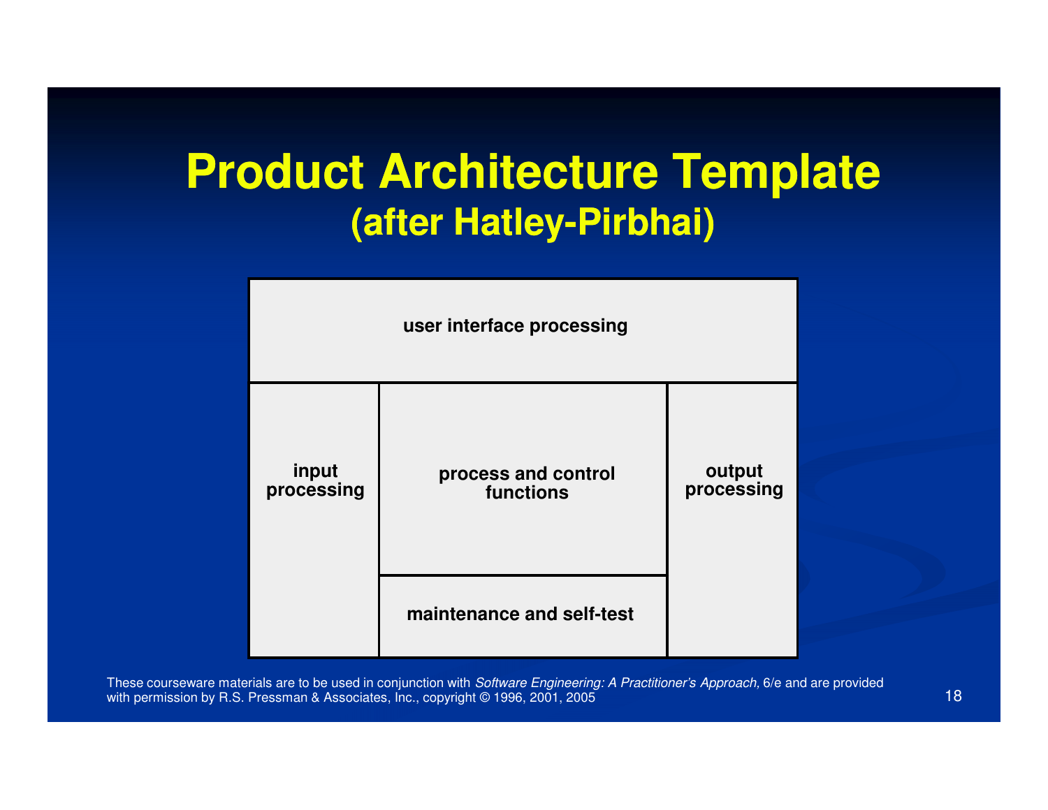# Product Architecture Template
## (after Hatley-Pirbhai)

user interface processing

input processing

process and control functions

maintenance and self-test

output processing

These courseware materials are to be used in conjunction with *Software Engineering: A Practitioner's Approach,* 6/e and are provided with permission by R.S. Pressman & Associates, Inc., copyright © 1996, 2001, 2005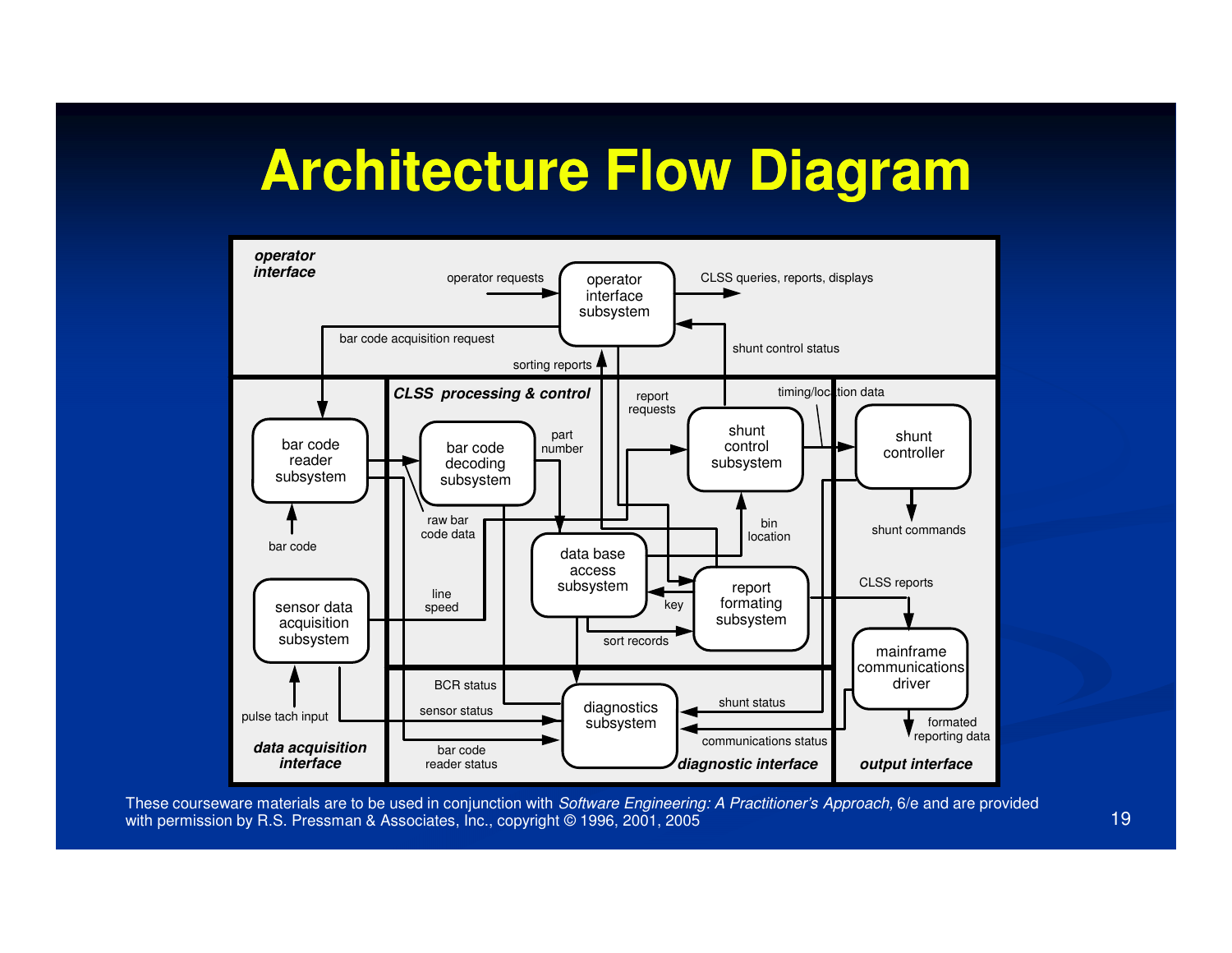# Architecture Flow Diagram

*operator interface*

operator requests → operator interface subsystem → CLSS queries, reports, displays

bar code acquisition request

sorting reports

shunt control status

*CLSS processing & control*

report requests

timing/location data

bar code reader subsystem

bar code decoding subsystem

part number

shunt control subsystem

shunt controller

bar code

raw bar code data

data base access subsystem

bin location

shunt commands

line speed

key

report formating subsystem

CLSS reports

sensor data acquisition subsystem

sort records

mainframe communications driver

BCR status

shunt status

diagnostics subsystem

sensor status

pulse tach input

communications status

formated reporting data

*data acquisition interface*

bar code reader status

*diagnostic interface*

*output interface*

These courseware materials are to be used in conjunction with *Software Engineering: A Practitioner's Approach,* 6/e and are provided with permission by R.S. Pressman & Associates, Inc., copyright © 1996, 2001, 2005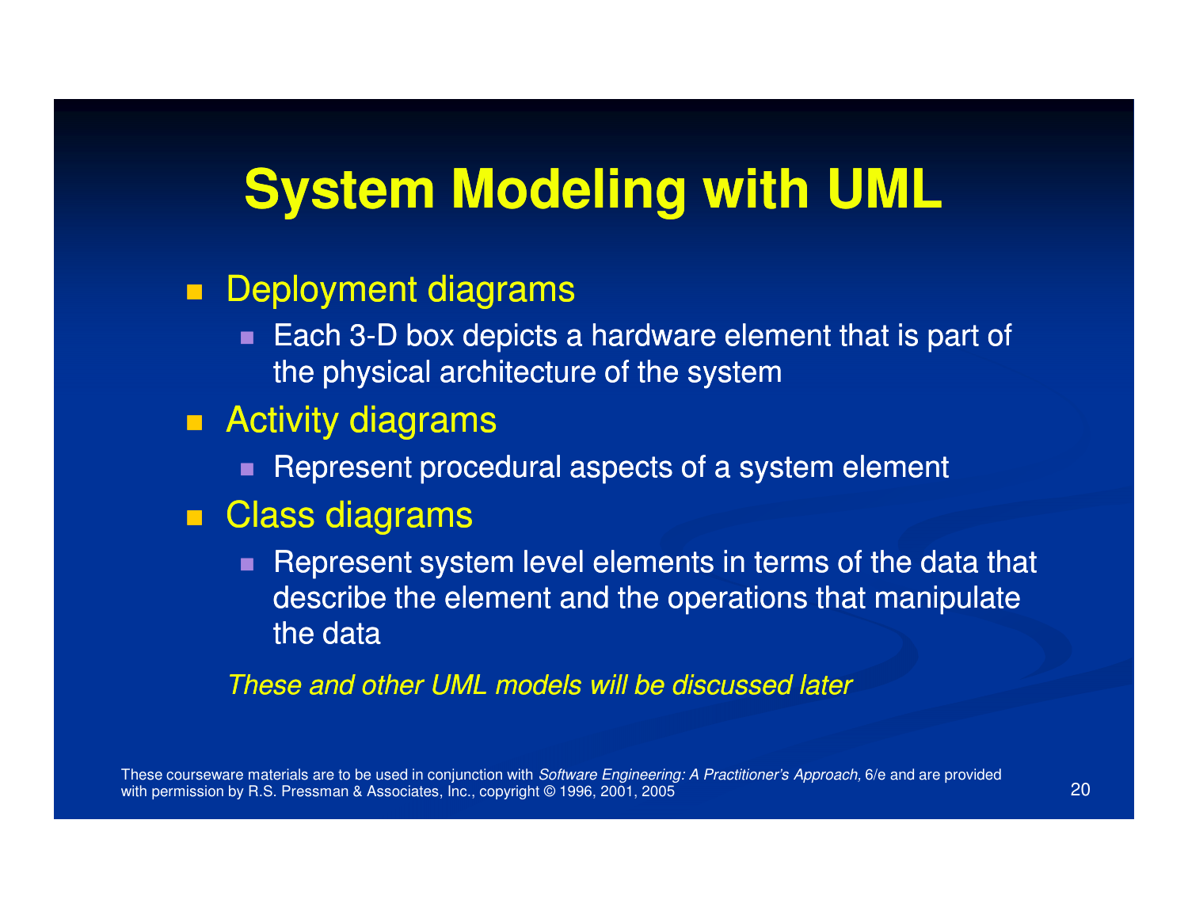# System Modeling with UML

- Deployment diagrams
  - Each 3-D box depicts a hardware element that is part of the physical architecture of the system
- Activity diagrams
  - Represent procedural aspects of a system element
- Class diagrams
  - Represent system level elements in terms of the data that describe the element and the operations that manipulate the data

*These and other UML models will be discussed later*

These courseware materials are to be used in conjunction with *Software Engineering: A Practitioner's Approach,* 6/e and are provided with permission by R.S. Pressman & Associates, Inc., copyright © 1996, 2001, 2005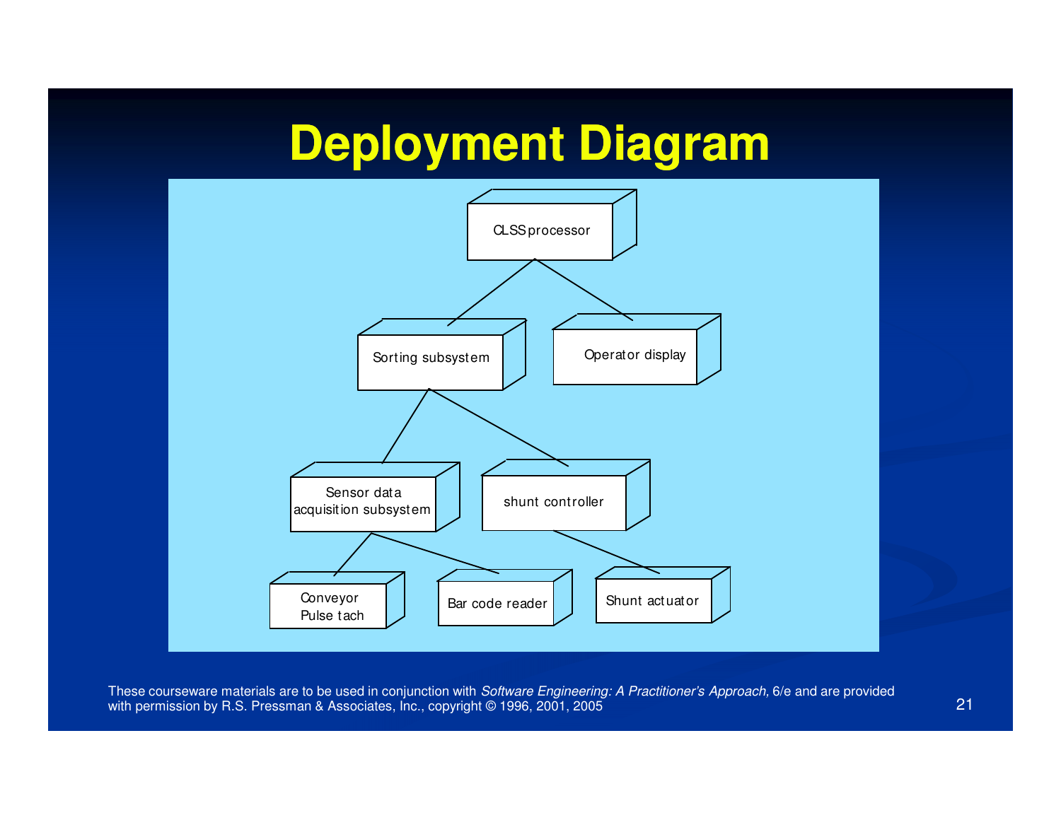# Deployment Diagram

CLSS processor

Sorting subsystem

Operator display

Sensor data acquisition subsystem

shunt controller

Conveyor Pulse tach

Bar code reader

Shunt actuator

These courseware materials are to be used in conjunction with *Software Engineering: A Practitioner's Approach,* 6/e and are provided with permission by R.S. Pressman & Associates, Inc., copyright © 1996, 2001, 2005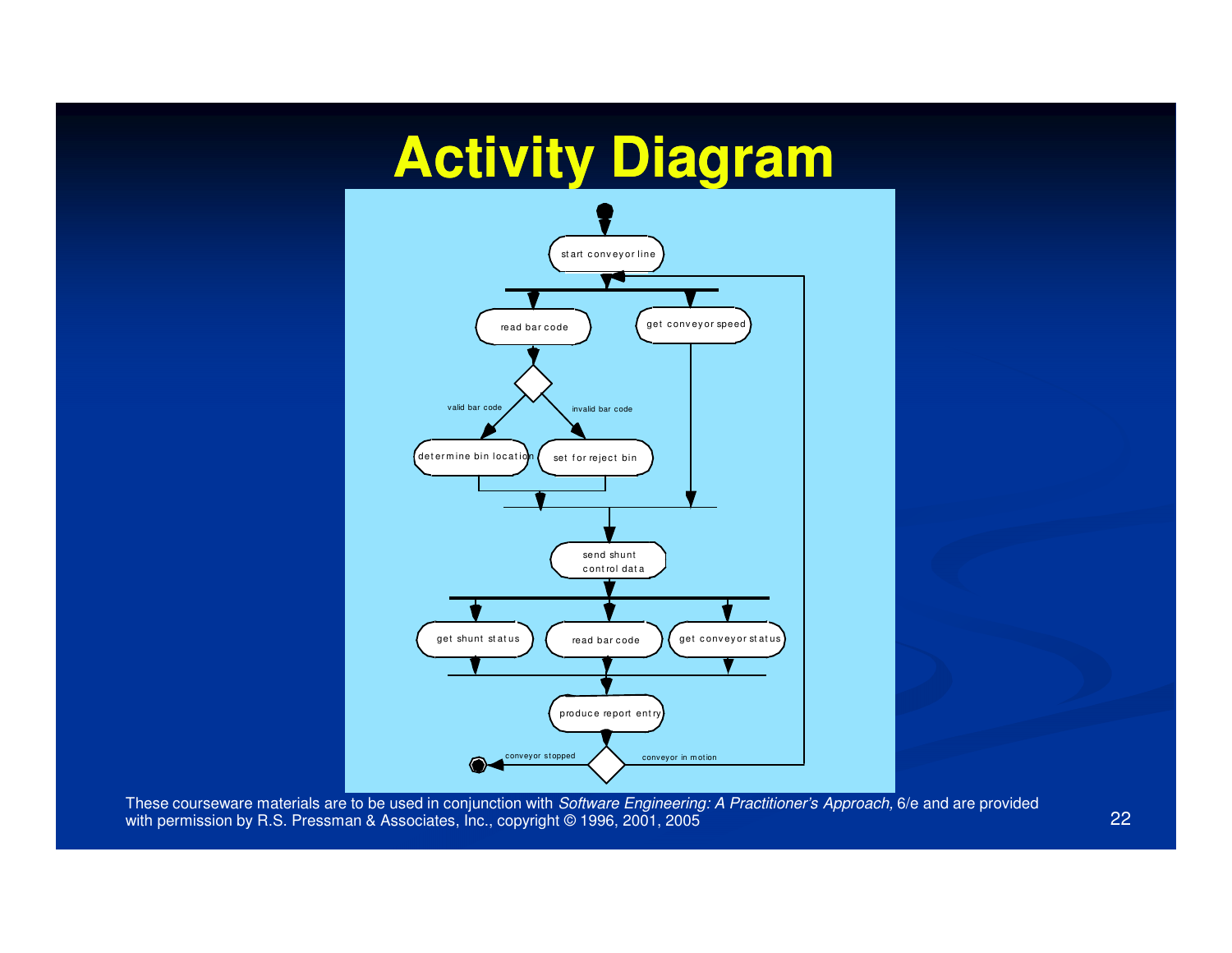# Activity Diagram

start conveyor line

read bar code

get conveyor speed

valid bar code

invalid bar code

determine bin location

set for reject bin

send shunt control data

get shunt status

read bar code

get conveyor status

produce report entry

conveyor stopped

conveyor in motion

These courseware materials are to be used in conjunction with *Software Engineering: A Practitioner's Approach,* 6/e and are provided with permission by R.S. Pressman & Associates, Inc., copyright © 1996, 2001, 2005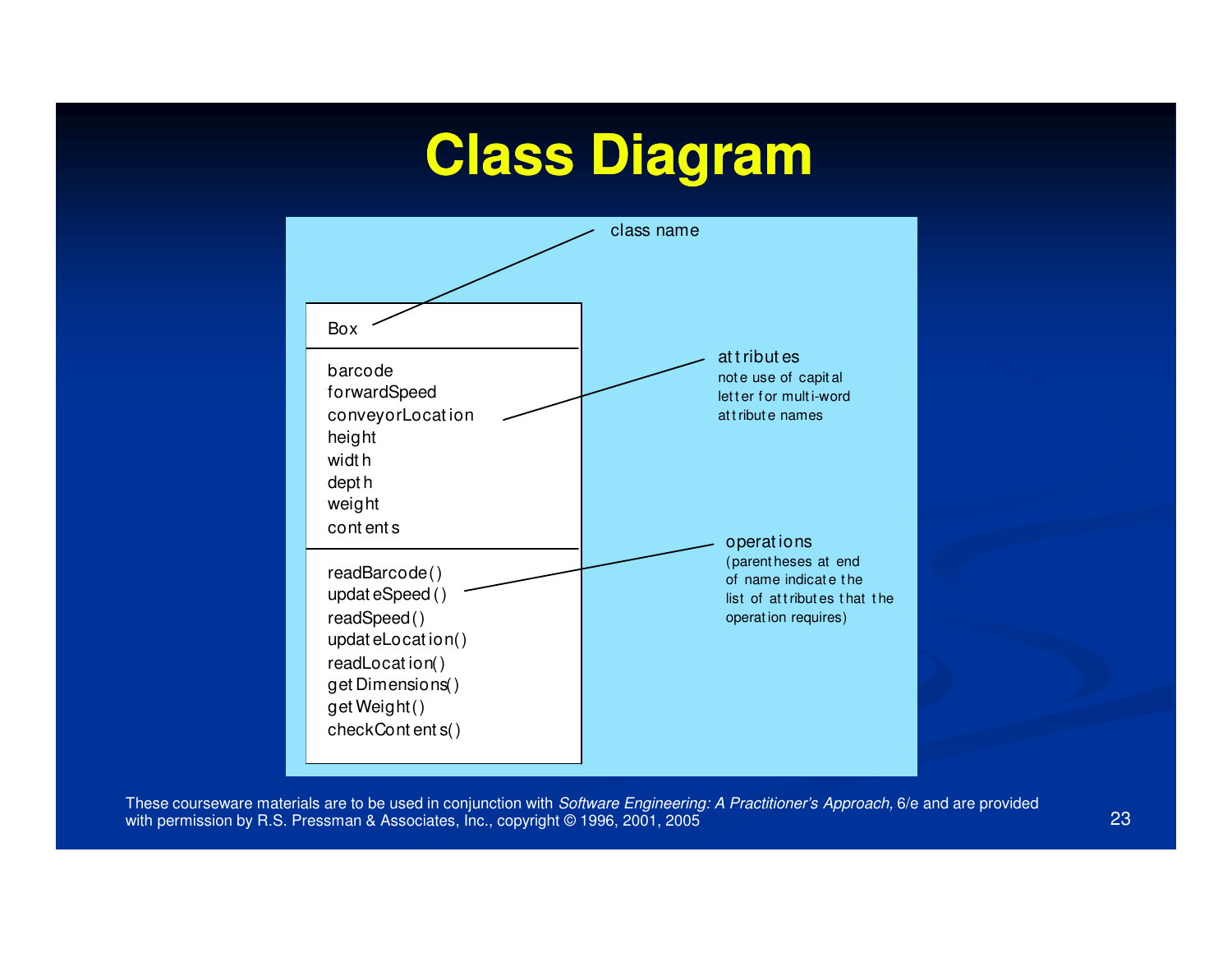# Class Diagram

class name

Box

barcode
forwardSpeed
conveyorLocation
height
width
depth
weight
contents

readBarcode()
updateSpeed()
readSpeed()
updateLocation()
readLocation()
getDimensions()
getWeight()
checkContents()

attributes
note use of capital letter for multi-word attribute names

operations
(parentheses at end of name indicate the list of attributes that the operation requires)

These courseware materials are to be used in conjunction with *Software Engineering: A Practitioner's Approach,* 6/e and are provided with permission by R.S. Pressman & Associates, Inc., copyright © 1996, 2001, 2005